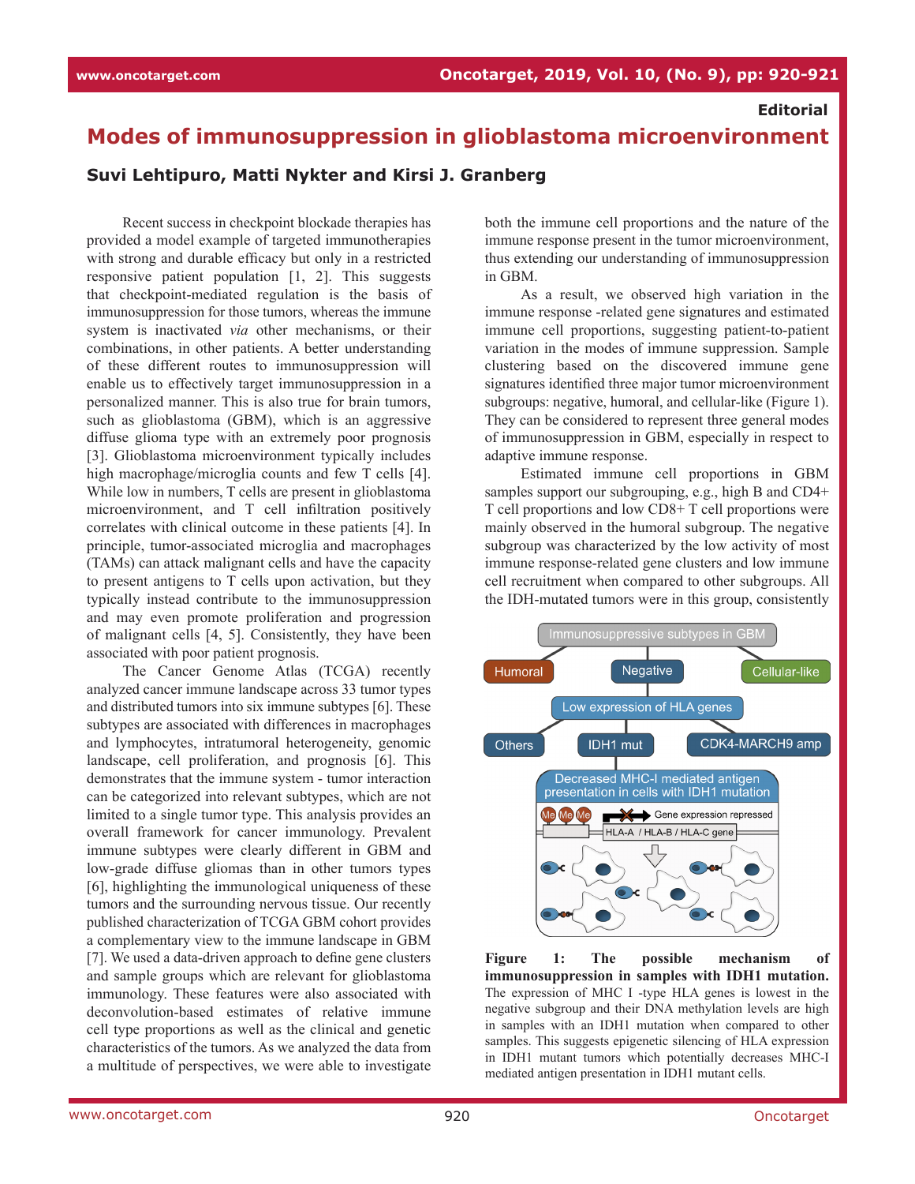Editorial

# Modes of immunosuppression in glioblastoma microenvironment

**Suvi Lehtipuro, Matti Nykter and Kirsi J. Granberg**

Recent success in checkpoint blockade therapies has provided a model example of targeted immunotherapies with strong and durable efficacy but only in a restricted responsive patient population [1, 2]. This suggests that checkpoint-mediated regulation is the basis of immunosuppression for those tumors, whereas the immune system is inactivated *via* other mechanisms, or their combinations, in other patients. A better understanding of these different routes to immunosuppression will enable us to effectively target immunosuppression in a personalized manner. This is also true for brain tumors, such as glioblastoma (GBM), which is an aggressive diffuse glioma type with an extremely poor prognosis [3]. Glioblastoma microenvironment typically includes high macrophage/microglia counts and few T cells [4]. While low in numbers, T cells are present in glioblastoma microenvironment, and T cell infiltration positively correlates with clinical outcome in these patients [4]. In principle, tumor-associated microglia and macrophages (TAMs) can attack malignant cells and have the capacity to present antigens to T cells upon activation, but they typically instead contribute to the immunosuppression and may even promote proliferation and progression of malignant cells [4, 5]. Consistently, they have been associated with poor patient prognosis.

The Cancer Genome Atlas (TCGA) recently analyzed cancer immune landscape across 33 tumor types and distributed tumors into six immune subtypes [6]. These subtypes are associated with differences in macrophages and lymphocytes, intratumoral heterogeneity, genomic landscape, cell proliferation, and prognosis [6]. This demonstrates that the immune system - tumor interaction can be categorized into relevant subtypes, which are not limited to a single tumor type. This analysis provides an overall framework for cancer immunology. Prevalent immune subtypes were clearly different in GBM and low-grade diffuse gliomas than in other tumors types [6], highlighting the immunological uniqueness of these tumors and the surrounding nervous tissue. Our recently published characterization of TCGA GBM cohort provides a complementary view to the immune landscape in GBM [7]. We used a data-driven approach to define gene clusters and sample groups which are relevant for glioblastoma immunology. These features were also associated with deconvolution-based estimates of relative immune cell type proportions as well as the clinical and genetic characteristics of the tumors. As we analyzed the data from a multitude of perspectives, we were able to investigate both the immune cell proportions and the nature of the immune response present in the tumor microenvironment, thus extending our understanding of immunosuppression in GBM.

As a result, we observed high variation in the immune response -related gene signatures and estimated immune cell proportions, suggesting patient-to-patient variation in the modes of immune suppression. Sample clustering based on the discovered immune gene signatures identified three major tumor microenvironment subgroups: negative, humoral, and cellular-like (Figure 1). They can be considered to represent three general modes of immunosuppression in GBM, especially in respect to adaptive immune response.

Estimated immune cell proportions in GBM samples support our subgrouping, e.g., high B and CD4+ T cell proportions and low CD8+ T cell proportions were mainly observed in the humoral subgroup. The negative subgroup was characterized by the low activity of most immune response-related gene clusters and low immune cell recruitment when compared to other subgroups. All the IDH-mutated tumors were in this group, consistently

**Figure 1: The possible mechanism of immunosuppression in samples with IDH1 mutation.** The expression of MHC I -type HLA genes is lowest in the negative subgroup and their DNA methylation levels are high in samples with an IDH1 mutation when compared to other samples. This suggests epigenetic silencing of HLA expression in IDH1 mutant tumors which potentially decreases MHC-I mediated antigen presentation in IDH1 mutant cells.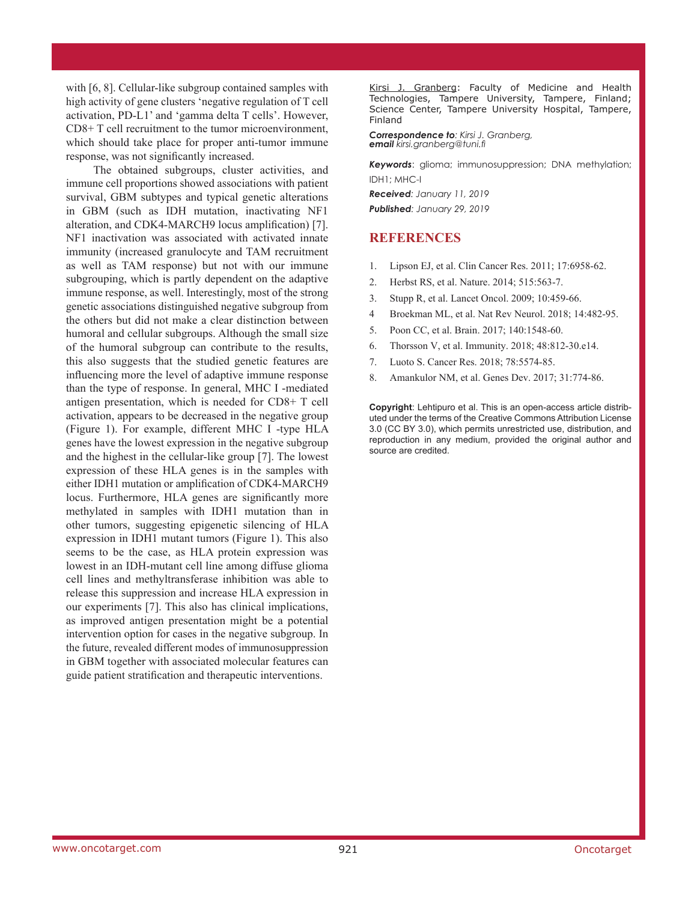with [6, 8]. Cellular-like subgroup contained samples with high activity of gene clusters 'negative regulation of T cell activation, PD-L1' and 'gamma delta T cells'. However, CD8+ T cell recruitment to the tumor microenvironment, which should take place for proper anti-tumor immune response, was not significantly increased.

The obtained subgroups, cluster activities, and immune cell proportions showed associations with patient survival, GBM subtypes and typical genetic alterations in GBM (such as IDH mutation, inactivating NF1 alteration, and CDK4-MARCH9 locus amplification) [7]. NF1 inactivation was associated with activated innate immunity (increased granulocyte and TAM recruitment as well as TAM response) but not with our immune subgrouping, which is partly dependent on the adaptive immune response, as well. Interestingly, most of the strong genetic associations distinguished negative subgroup from the others but did not make a clear distinction between humoral and cellular subgroups. Although the small size of the humoral subgroup can contribute to the results, this also suggests that the studied genetic features are influencing more the level of adaptive immune response than the type of response. In general, MHC I -mediated antigen presentation, which is needed for CD8+ T cell activation, appears to be decreased in the negative group (Figure 1). For example, different MHC I -type HLA genes have the lowest expression in the negative subgroup and the highest in the cellular-like group [7]. The lowest expression of these HLA genes is in the samples with either IDH1 mutation or amplification of CDK4-MARCH9 locus. Furthermore, HLA genes are significantly more methylated in samples with IDH1 mutation than in other tumors, suggesting epigenetic silencing of HLA expression in IDH1 mutant tumors (Figure 1). This also seems to be the case, as HLA protein expression was lowest in an IDH-mutant cell line among diffuse glioma cell lines and methyltransferase inhibition was able to release this suppression and increase HLA expression in our experiments [7]. This also has clinical implications, as improved antigen presentation might be a potential intervention option for cases in the negative subgroup. In the future, revealed different modes of immunosuppression in GBM together with associated molecular features can guide patient stratification and therapeutic interventions.

Kirsi J. Granberg: Faculty of Medicine and Health Technologies, Tampere University, Tampere, Finland; Science Center, Tampere University Hospital, Tampere, Finland

***Correspondence to***: *Kirsi J. Granberg,*
***email*** *kirsi.granberg@tuni.fi*

***Keywords***: glioma; immunosuppression; DNA methylation; IDH1; MHC-I

***Received***: *January 11, 2019*

***Published***: *January 29, 2019*

## REFERENCES

1. Lipson EJ, et al. Clin Cancer Res. 2011; 17:6958-62.
2. Herbst RS, et al. Nature. 2014; 515:563-7.
3. Stupp R, et al. Lancet Oncol. 2009; 10:459-66.
4. Broekman ML, et al. Nat Rev Neurol. 2018; 14:482-95.
5. Poon CC, et al. Brain. 2017; 140:1548-60.
6. Thorsson V, et al. Immunity. 2018; 48:812-30.e14.
7. Luoto S. Cancer Res. 2018; 78:5574-85.
8. Amankulor NM, et al. Genes Dev. 2017; 31:774-86.

**Copyright**: Lehtipuro et al. This is an open-access article distributed under the terms of the Creative Commons Attribution License 3.0 (CC BY 3.0), which permits unrestricted use, distribution, and reproduction in any medium, provided the original author and source are credited.